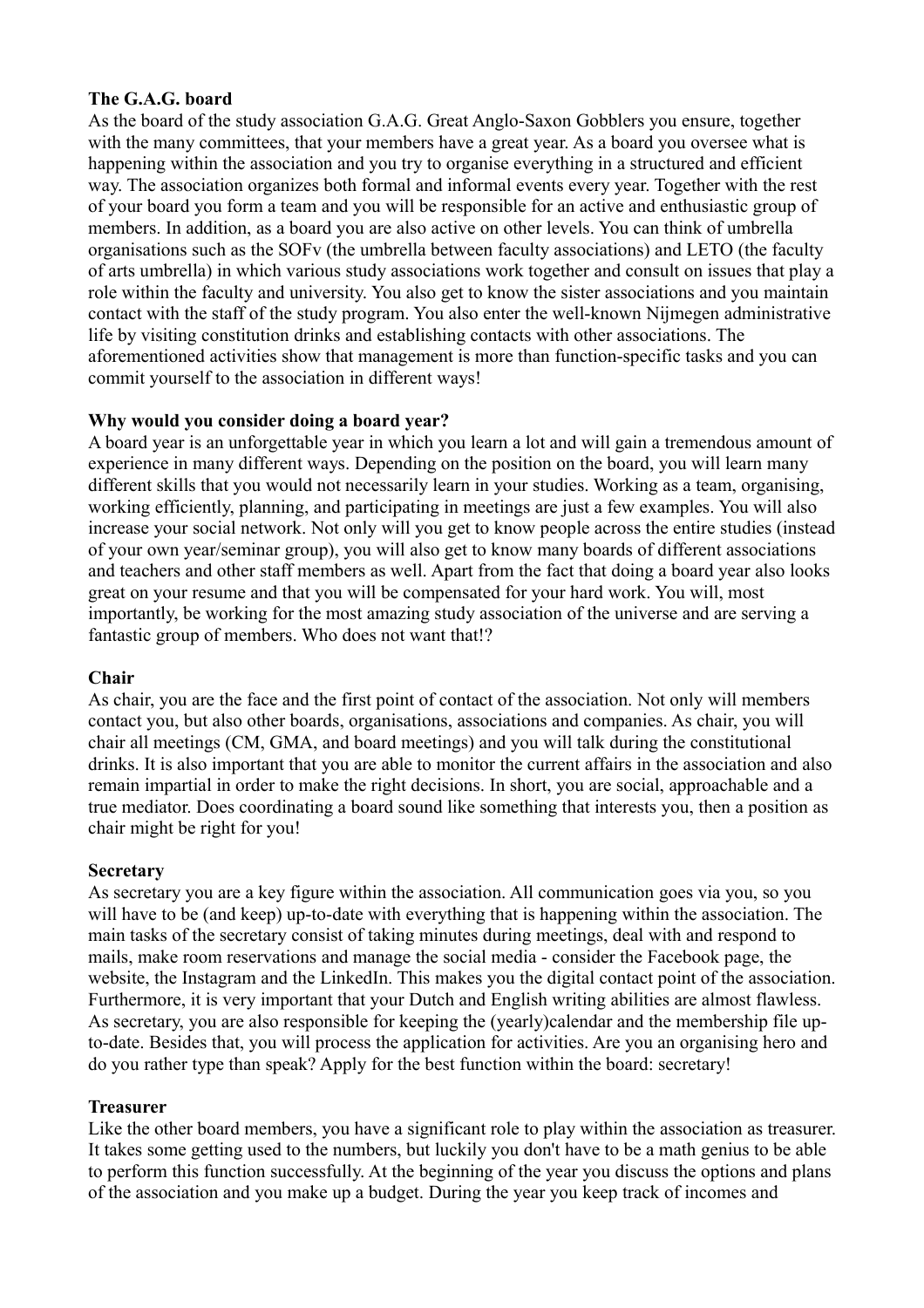**The G.A.G. board**

As the board of the study association G.A.G. Great Anglo-Saxon Gobblers you ensure, together with the many committees, that your members have a great year. As a board you oversee what is happening within the association and you try to organise everything in a structured and efficient way. The association organizes both formal and informal events every year. Together with the rest of your board you form a team and you will be responsible for an active and enthusiastic group of members. In addition, as a board you are also active on other levels. You can think of umbrella organisations such as the SOFv (the umbrella between faculty associations) and LETO (the faculty of arts umbrella) in which various study associations work together and consult on issues that play a role within the faculty and university. You also get to know the sister associations and you maintain contact with the staff of the study program. You also enter the well-known Nijmegen administrative life by visiting constitution drinks and establishing contacts with other associations. The aforementioned activities show that management is more than function-specific tasks and you can commit yourself to the association in different ways!

**Why would you consider doing a board year?**

A board year is an unforgettable year in which you learn a lot and will gain a tremendous amount of experience in many different ways. Depending on the position on the board, you will learn many different skills that you would not necessarily learn in your studies. Working as a team, organising, working efficiently, planning, and participating in meetings are just a few examples. You will also increase your social network. Not only will you get to know people across the entire studies (instead of your own year/seminar group), you will also get to know many boards of different associations and teachers and other staff members as well. Apart from the fact that doing a board year also looks great on your resume and that you will be compensated for your hard work. You will, most importantly, be working for the most amazing study association of the universe and are serving a fantastic group of members. Who does not want that!?

**Chair**

As chair, you are the face and the first point of contact of the association. Not only will members contact you, but also other boards, organisations, associations and companies. As chair, you will chair all meetings (CM, GMA, and board meetings) and you will talk during the constitutional drinks. It is also important that you are able to monitor the current affairs in the association and also remain impartial in order to make the right decisions. In short, you are social, approachable and a true mediator. Does coordinating a board sound like something that interests you, then a position as chair might be right for you!

**Secretary**

As secretary you are a key figure within the association. All communication goes via you, so you will have to be (and keep) up-to-date with everything that is happening within the association. The main tasks of the secretary consist of taking minutes during meetings, deal with and respond to mails, make room reservations and manage the social media - consider the Facebook page, the website, the Instagram and the LinkedIn. This makes you the digital contact point of the association. Furthermore, it is very important that your Dutch and English writing abilities are almost flawless. As secretary, you are also responsible for keeping the (yearly)calendar and the membership file up-to-date. Besides that, you will process the application for activities. Are you an organising hero and do you rather type than speak? Apply for the best function within the board: secretary!

**Treasurer**

Like the other board members, you have a significant role to play within the association as treasurer. It takes some getting used to the numbers, but luckily you don't have to be a math genius to be able to perform this function successfully. At the beginning of the year you discuss the options and plans of the association and you make up a budget. During the year you keep track of incomes and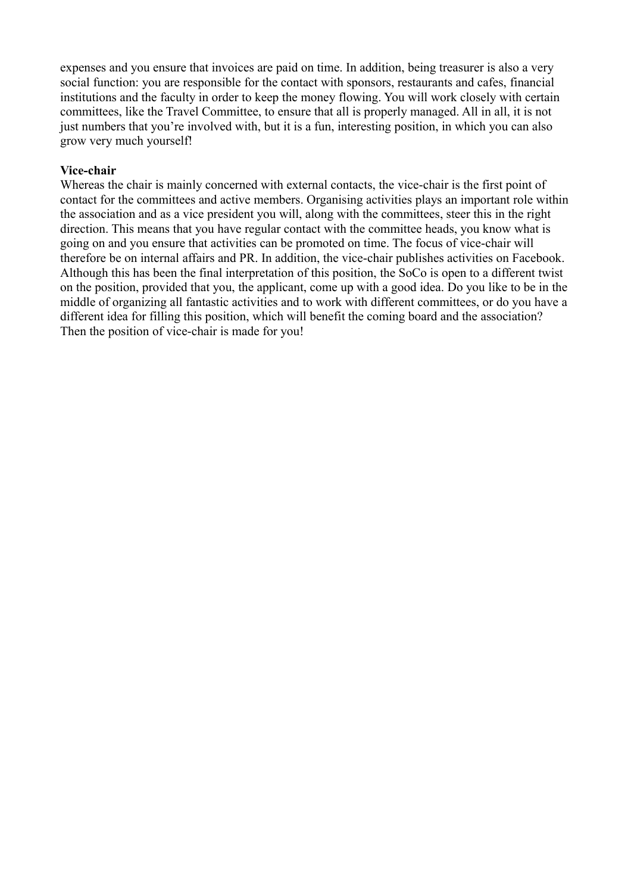expenses and you ensure that invoices are paid on time. In addition, being treasurer is also a very social function: you are responsible for the contact with sponsors, restaurants and cafes, financial institutions and the faculty in order to keep the money flowing. You will work closely with certain committees, like the Travel Committee, to ensure that all is properly managed. All in all, it is not just numbers that you're involved with, but it is a fun, interesting position, in which you can also grow very much yourself!

**Vice-chair**

Whereas the chair is mainly concerned with external contacts, the vice-chair is the first point of contact for the committees and active members. Organising activities plays an important role within the association and as a vice president you will, along with the committees, steer this in the right direction. This means that you have regular contact with the committee heads, you know what is going on and you ensure that activities can be promoted on time. The focus of vice-chair will therefore be on internal affairs and PR. In addition, the vice-chair publishes activities on Facebook. Although this has been the final interpretation of this position, the SoCo is open to a different twist on the position, provided that you, the applicant, come up with a good idea. Do you like to be in the middle of organizing all fantastic activities and to work with different committees, or do you have a different idea for filling this position, which will benefit the coming board and the association? Then the position of vice-chair is made for you!